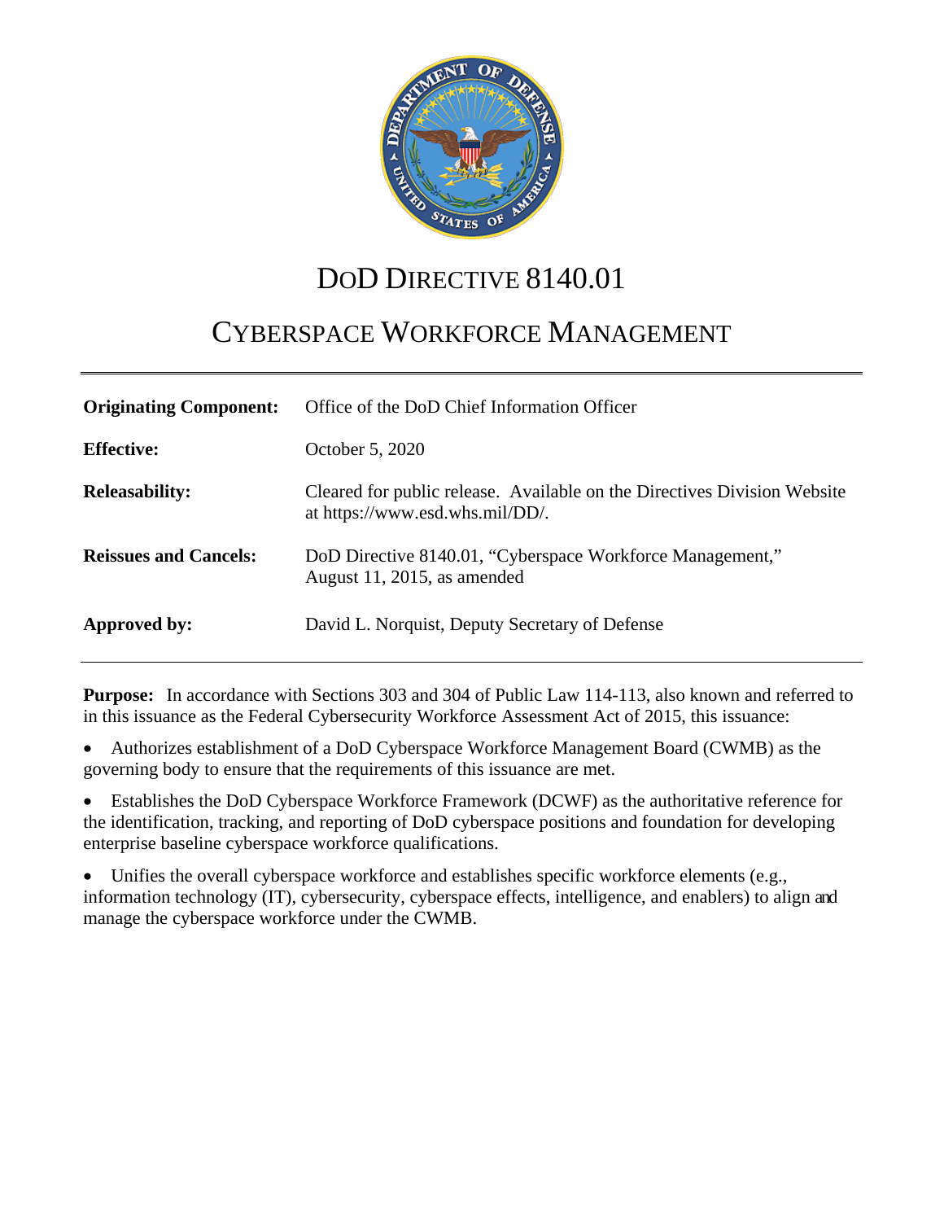# DoD DIRECTIVE 8140.01

# CYBERSPACE WORKFORCE MANAGEMENT

| | |
|---|---|
| **Originating Component:** | Office of the DoD Chief Information Officer |
| **Effective:** | October 5, 2020 |
| **Releasability:** | Cleared for public release. Available on the Directives Division Website at https://www.esd.whs.mil/DD/. |
| **Reissues and Cancels:** | DoD Directive 8140.01, "Cyberspace Workforce Management," August 11, 2015, as amended |
| **Approved by:** | David L. Norquist, Deputy Secretary of Defense |

**Purpose:** In accordance with Sections 303 and 304 of Public Law 114-113, also known and referred to in this issuance as the Federal Cybersecurity Workforce Assessment Act of 2015, this issuance:

- Authorizes establishment of a DoD Cyberspace Workforce Management Board (CWMB) as the governing body to ensure that the requirements of this issuance are met.
- Establishes the DoD Cyberspace Workforce Framework (DCWF) as the authoritative reference for the identification, tracking, and reporting of DoD cyberspace positions and foundation for developing enterprise baseline cyberspace workforce qualifications.
- Unifies the overall cyberspace workforce and establishes specific workforce elements (e.g., information technology (IT), cybersecurity, cyberspace effects, intelligence, and enablers) to align and manage the cyberspace workforce under the CWMB.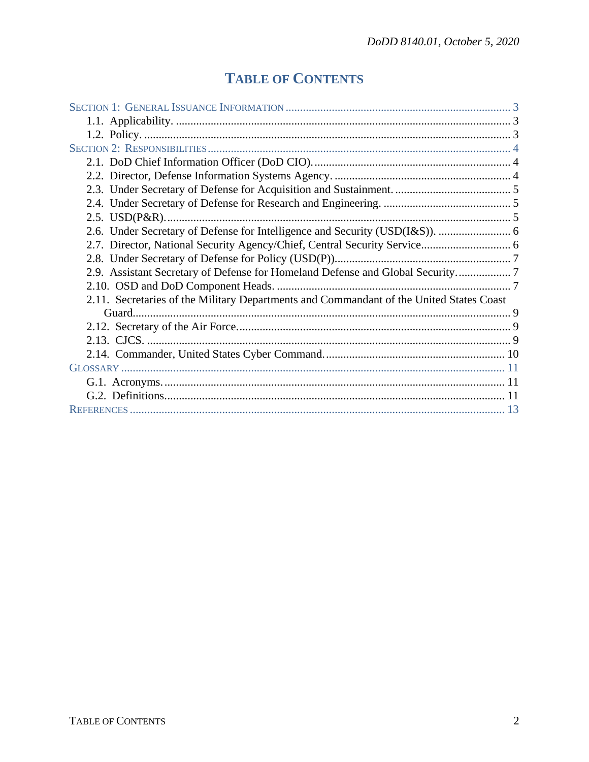# TABLE OF CONTENTS

SECTION 1: GENERAL ISSUANCE INFORMATION ............................................................................. 3
- 1.1. Applicability. .................................................................................................................... 3
- 1.2. Policy. ............................................................................................................................... 3

SECTION 2: RESPONSIBILITIES ....................................................................................................... 4
- 2.1. DoD Chief Information Officer (DoD CIO). ..................................................................... 4
- 2.2. Director, Defense Information Systems Agency. .............................................................. 4
- 2.3. Under Secretary of Defense for Acquisition and Sustainment. ......................................... 5
- 2.4. Under Secretary of Defense for Research and Engineering. ............................................. 5
- 2.5. USD(P&R). ........................................................................................................................ 5
- 2.6. Under Secretary of Defense for Intelligence and Security (USD(I&S)). .......................... 6
- 2.7. Director, National Security Agency/Chief, Central Security Service ............................... 6
- 2.8. Under Secretary of Defense for Policy (USD(P)) ............................................................. 7
- 2.9. Assistant Secretary of Defense for Homeland Defense and Global Security. .................. 7
- 2.10. OSD and DoD Component Heads. ................................................................................. 7
- 2.11. Secretaries of the Military Departments and Commandant of the United States Coast Guard ................................................................................................................................. 9
- 2.12. Secretary of the Air Force. .............................................................................................. 9
- 2.13. CJCS. ............................................................................................................................... 9
- 2.14. Commander, United States Cyber Command. .............................................................. 10

GLOSSARY .................................................................................................................................... 11
- G.1. Acronyms. ........................................................................................................................ 11
- G.2. Definitions. ....................................................................................................................... 11

REFERENCES ................................................................................................................................. 13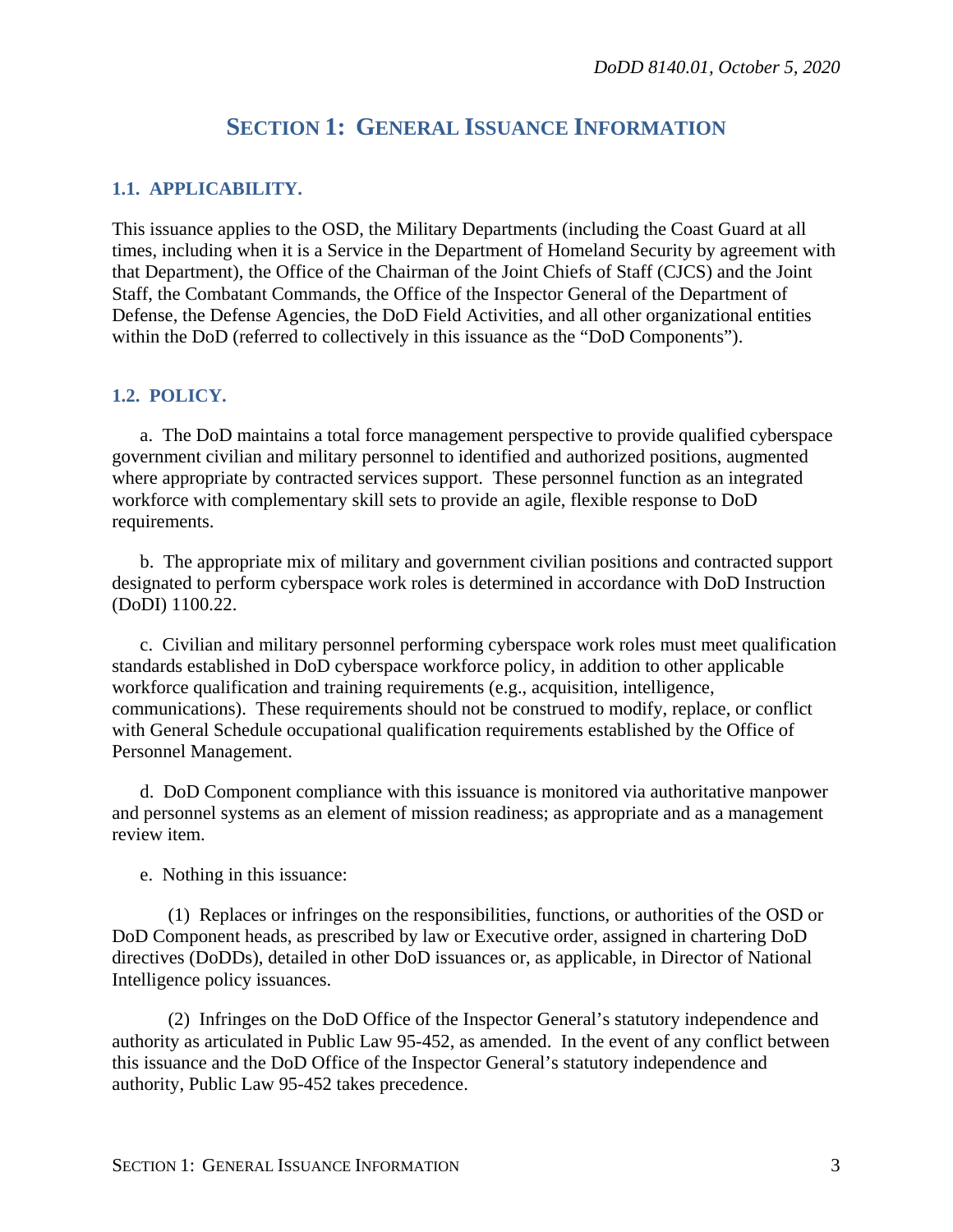# SECTION 1: GENERAL ISSUANCE INFORMATION

## 1.1. APPLICABILITY.

This issuance applies to the OSD, the Military Departments (including the Coast Guard at all times, including when it is a Service in the Department of Homeland Security by agreement with that Department), the Office of the Chairman of the Joint Chiefs of Staff (CJCS) and the Joint Staff, the Combatant Commands, the Office of the Inspector General of the Department of Defense, the Defense Agencies, the DoD Field Activities, and all other organizational entities within the DoD (referred to collectively in this issuance as the "DoD Components").

## 1.2. POLICY.

a. The DoD maintains a total force management perspective to provide qualified cyberspace government civilian and military personnel to identified and authorized positions, augmented where appropriate by contracted services support. These personnel function as an integrated workforce with complementary skill sets to provide an agile, flexible response to DoD requirements.

b. The appropriate mix of military and government civilian positions and contracted support designated to perform cyberspace work roles is determined in accordance with DoD Instruction (DoDI) 1100.22.

c. Civilian and military personnel performing cyberspace work roles must meet qualification standards established in DoD cyberspace workforce policy, in addition to other applicable workforce qualification and training requirements (e.g., acquisition, intelligence, communications). These requirements should not be construed to modify, replace, or conflict with General Schedule occupational qualification requirements established by the Office of Personnel Management.

d. DoD Component compliance with this issuance is monitored via authoritative manpower and personnel systems as an element of mission readiness; as appropriate and as a management review item.

e. Nothing in this issuance:

(1) Replaces or infringes on the responsibilities, functions, or authorities of the OSD or DoD Component heads, as prescribed by law or Executive order, assigned in chartering DoD directives (DoDDs), detailed in other DoD issuances or, as applicable, in Director of National Intelligence policy issuances.

(2) Infringes on the DoD Office of the Inspector General's statutory independence and authority as articulated in Public Law 95-452, as amended. In the event of any conflict between this issuance and the DoD Office of the Inspector General's statutory independence and authority, Public Law 95-452 takes precedence.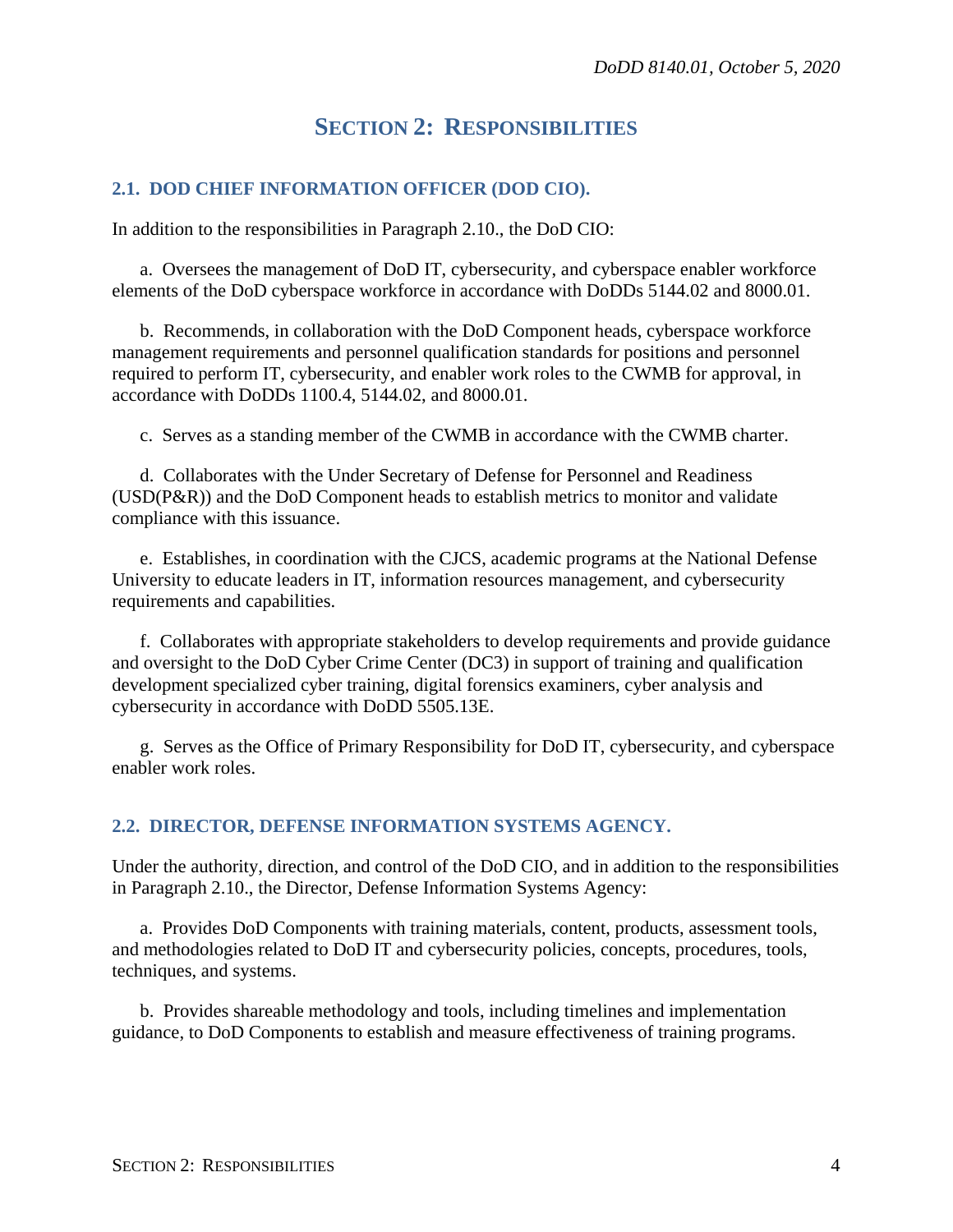# SECTION 2: RESPONSIBILITIES

## 2.1. DOD CHIEF INFORMATION OFFICER (DOD CIO).

In addition to the responsibilities in Paragraph 2.10., the DoD CIO:

a. Oversees the management of DoD IT, cybersecurity, and cyberspace enabler workforce elements of the DoD cyberspace workforce in accordance with DoDDs 5144.02 and 8000.01.

b. Recommends, in collaboration with the DoD Component heads, cyberspace workforce management requirements and personnel qualification standards for positions and personnel required to perform IT, cybersecurity, and enabler work roles to the CWMB for approval, in accordance with DoDDs 1100.4, 5144.02, and 8000.01.

c. Serves as a standing member of the CWMB in accordance with the CWMB charter.

d. Collaborates with the Under Secretary of Defense for Personnel and Readiness (USD(P&R)) and the DoD Component heads to establish metrics to monitor and validate compliance with this issuance.

e. Establishes, in coordination with the CJCS, academic programs at the National Defense University to educate leaders in IT, information resources management, and cybersecurity requirements and capabilities.

f. Collaborates with appropriate stakeholders to develop requirements and provide guidance and oversight to the DoD Cyber Crime Center (DC3) in support of training and qualification development specialized cyber training, digital forensics examiners, cyber analysis and cybersecurity in accordance with DoDD 5505.13E.

g. Serves as the Office of Primary Responsibility for DoD IT, cybersecurity, and cyberspace enabler work roles.

## 2.2. DIRECTOR, DEFENSE INFORMATION SYSTEMS AGENCY.

Under the authority, direction, and control of the DoD CIO, and in addition to the responsibilities in Paragraph 2.10., the Director, Defense Information Systems Agency:

a. Provides DoD Components with training materials, content, products, assessment tools, and methodologies related to DoD IT and cybersecurity policies, concepts, procedures, tools, techniques, and systems.

b. Provides shareable methodology and tools, including timelines and implementation guidance, to DoD Components to establish and measure effectiveness of training programs.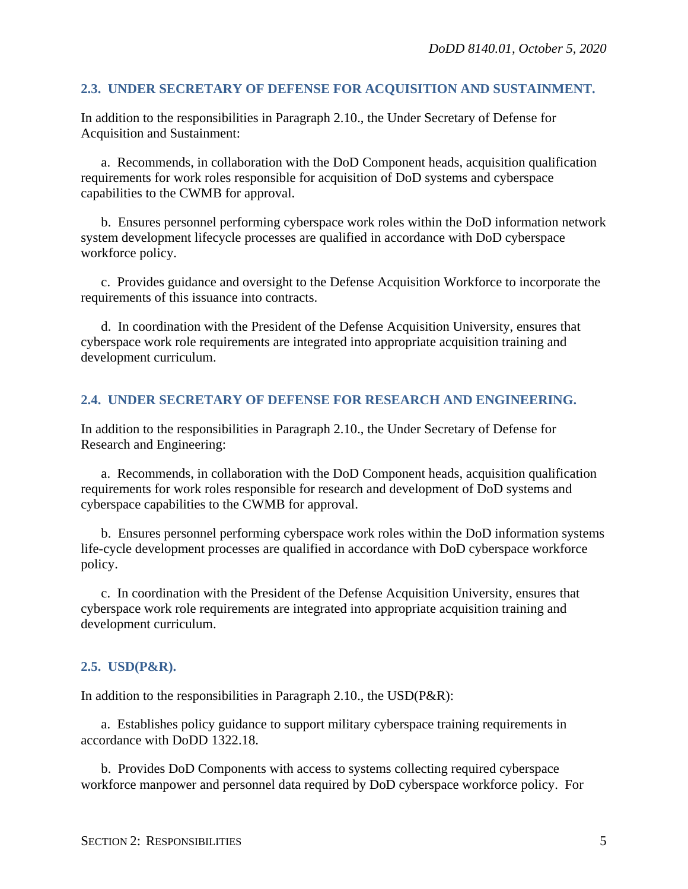### 2.3. UNDER SECRETARY OF DEFENSE FOR ACQUISITION AND SUSTAINMENT.

In addition to the responsibilities in Paragraph 2.10., the Under Secretary of Defense for Acquisition and Sustainment:

a. Recommends, in collaboration with the DoD Component heads, acquisition qualification requirements for work roles responsible for acquisition of DoD systems and cyberspace capabilities to the CWMB for approval.

b. Ensures personnel performing cyberspace work roles within the DoD information network system development lifecycle processes are qualified in accordance with DoD cyberspace workforce policy.

c. Provides guidance and oversight to the Defense Acquisition Workforce to incorporate the requirements of this issuance into contracts.

d. In coordination with the President of the Defense Acquisition University, ensures that cyberspace work role requirements are integrated into appropriate acquisition training and development curriculum.

### 2.4. UNDER SECRETARY OF DEFENSE FOR RESEARCH AND ENGINEERING.

In addition to the responsibilities in Paragraph 2.10., the Under Secretary of Defense for Research and Engineering:

a. Recommends, in collaboration with the DoD Component heads, acquisition qualification requirements for work roles responsible for research and development of DoD systems and cyberspace capabilities to the CWMB for approval.

b. Ensures personnel performing cyberspace work roles within the DoD information systems life-cycle development processes are qualified in accordance with DoD cyberspace workforce policy.

c. In coordination with the President of the Defense Acquisition University, ensures that cyberspace work role requirements are integrated into appropriate acquisition training and development curriculum.

### 2.5. USD(P&R).

In addition to the responsibilities in Paragraph 2.10., the USD(P&R):

a. Establishes policy guidance to support military cyberspace training requirements in accordance with DoDD 1322.18.

b. Provides DoD Components with access to systems collecting required cyberspace workforce manpower and personnel data required by DoD cyberspace workforce policy. For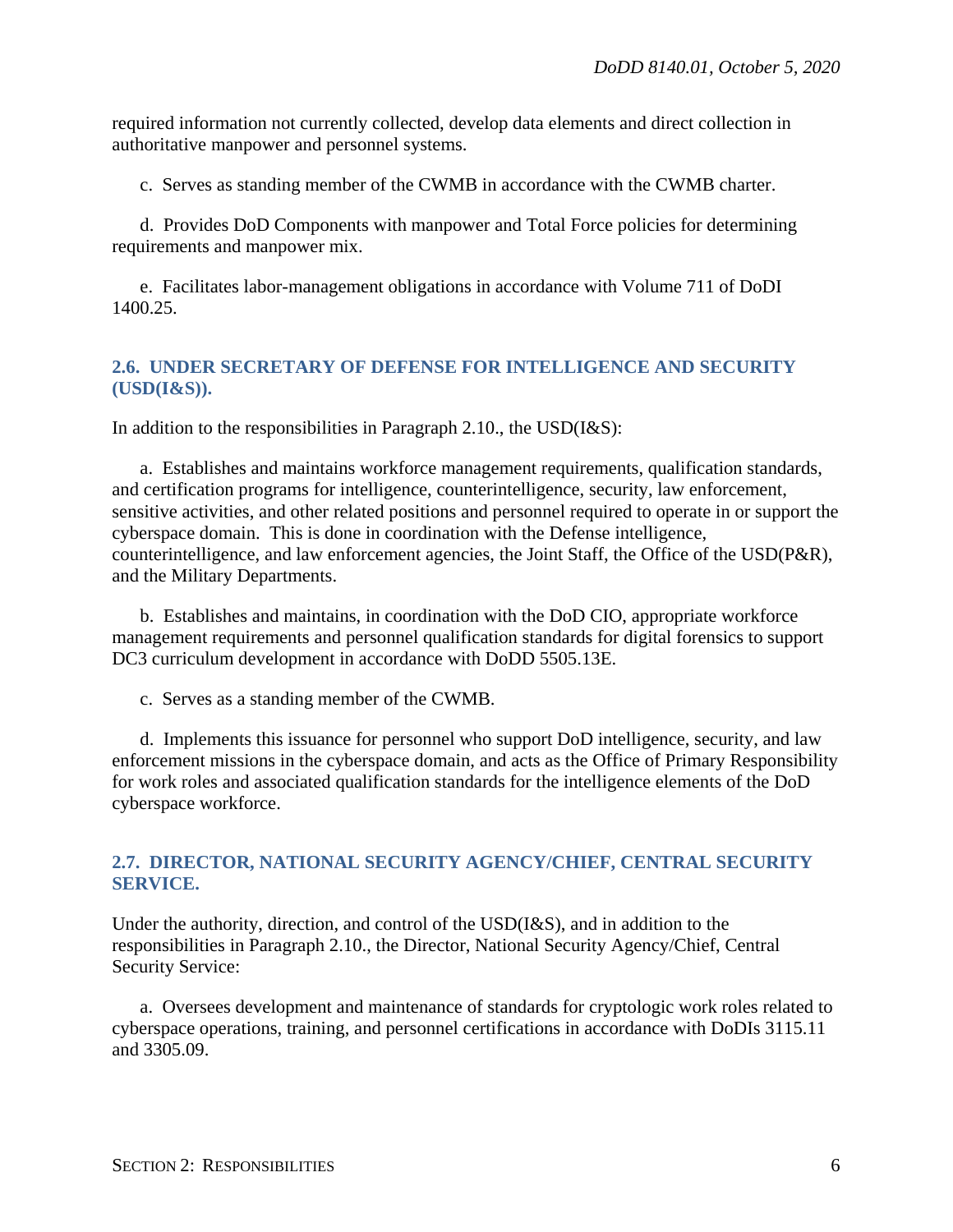required information not currently collected, develop data elements and direct collection in authoritative manpower and personnel systems.

c. Serves as standing member of the CWMB in accordance with the CWMB charter.

d. Provides DoD Components with manpower and Total Force policies for determining requirements and manpower mix.

e. Facilitates labor-management obligations in accordance with Volume 711 of DoDI 1400.25.

## 2.6. UNDER SECRETARY OF DEFENSE FOR INTELLIGENCE AND SECURITY (USD(I&S)).

In addition to the responsibilities in Paragraph 2.10., the USD(I&S):

a. Establishes and maintains workforce management requirements, qualification standards, and certification programs for intelligence, counterintelligence, security, law enforcement, sensitive activities, and other related positions and personnel required to operate in or support the cyberspace domain. This is done in coordination with the Defense intelligence, counterintelligence, and law enforcement agencies, the Joint Staff, the Office of the USD(P&R), and the Military Departments.

b. Establishes and maintains, in coordination with the DoD CIO, appropriate workforce management requirements and personnel qualification standards for digital forensics to support DC3 curriculum development in accordance with DoDD 5505.13E.

c. Serves as a standing member of the CWMB.

d. Implements this issuance for personnel who support DoD intelligence, security, and law enforcement missions in the cyberspace domain, and acts as the Office of Primary Responsibility for work roles and associated qualification standards for the intelligence elements of the DoD cyberspace workforce.

## 2.7. DIRECTOR, NATIONAL SECURITY AGENCY/CHIEF, CENTRAL SECURITY SERVICE.

Under the authority, direction, and control of the USD(I&S), and in addition to the responsibilities in Paragraph 2.10., the Director, National Security Agency/Chief, Central Security Service:

a. Oversees development and maintenance of standards for cryptologic work roles related to cyberspace operations, training, and personnel certifications in accordance with DoDIs 3115.11 and 3305.09.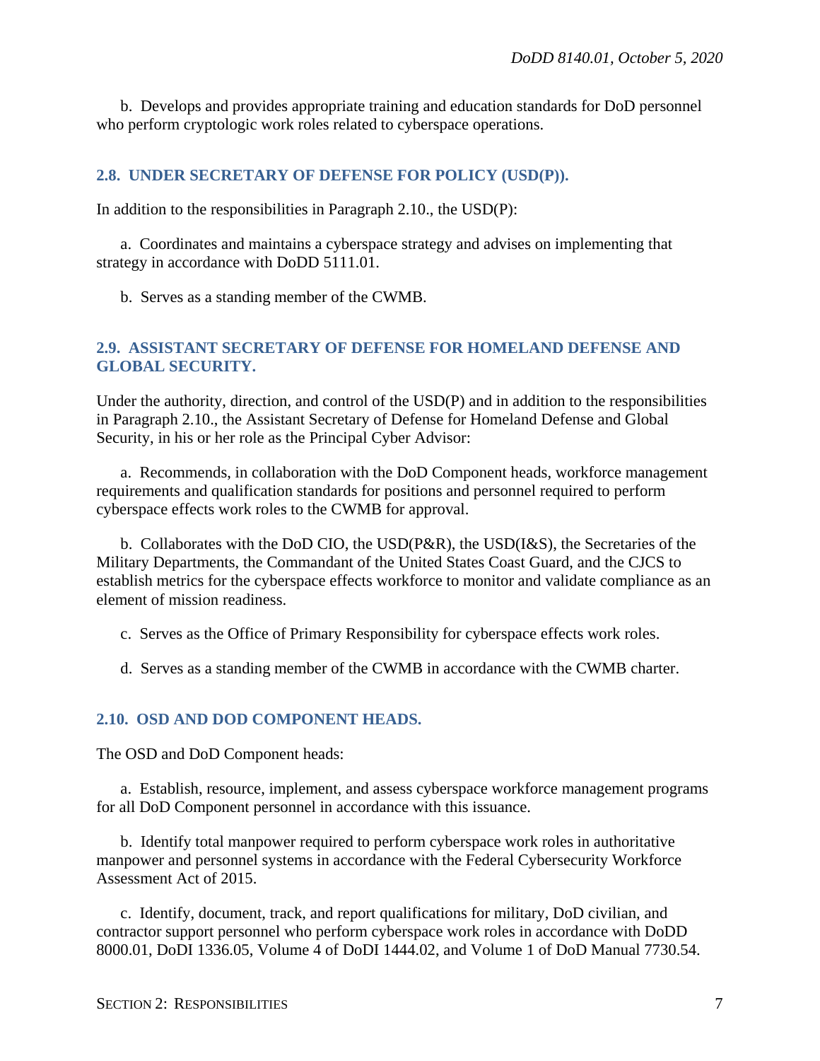b. Develops and provides appropriate training and education standards for DoD personnel who perform cryptologic work roles related to cyberspace operations.

## 2.8. UNDER SECRETARY OF DEFENSE FOR POLICY (USD(P)).

In addition to the responsibilities in Paragraph 2.10., the USD(P):

a. Coordinates and maintains a cyberspace strategy and advises on implementing that strategy in accordance with DoDD 5111.01.

b. Serves as a standing member of the CWMB.

## 2.9. ASSISTANT SECRETARY OF DEFENSE FOR HOMELAND DEFENSE AND GLOBAL SECURITY.

Under the authority, direction, and control of the USD(P) and in addition to the responsibilities in Paragraph 2.10., the Assistant Secretary of Defense for Homeland Defense and Global Security, in his or her role as the Principal Cyber Advisor:

a. Recommends, in collaboration with the DoD Component heads, workforce management requirements and qualification standards for positions and personnel required to perform cyberspace effects work roles to the CWMB for approval.

b. Collaborates with the DoD CIO, the USD(P&R), the USD(I&S), the Secretaries of the Military Departments, the Commandant of the United States Coast Guard, and the CJCS to establish metrics for the cyberspace effects workforce to monitor and validate compliance as an element of mission readiness.

c. Serves as the Office of Primary Responsibility for cyberspace effects work roles.

d. Serves as a standing member of the CWMB in accordance with the CWMB charter.

## 2.10. OSD AND DOD COMPONENT HEADS.

The OSD and DoD Component heads:

a. Establish, resource, implement, and assess cyberspace workforce management programs for all DoD Component personnel in accordance with this issuance.

b. Identify total manpower required to perform cyberspace work roles in authoritative manpower and personnel systems in accordance with the Federal Cybersecurity Workforce Assessment Act of 2015.

c. Identify, document, track, and report qualifications for military, DoD civilian, and contractor support personnel who perform cyberspace work roles in accordance with DoDD 8000.01, DoDI 1336.05, Volume 4 of DoDI 1444.02, and Volume 1 of DoD Manual 7730.54.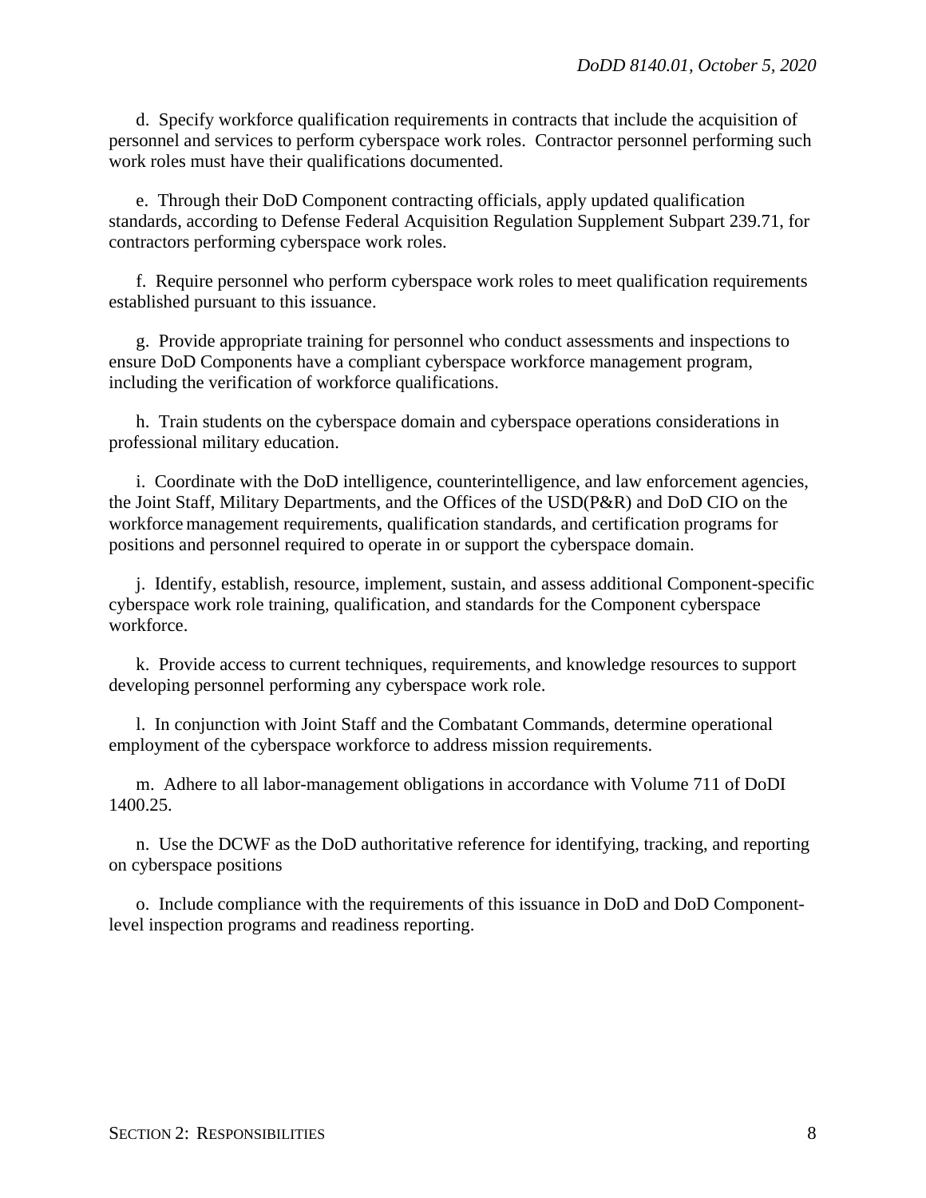d. Specify workforce qualification requirements in contracts that include the acquisition of personnel and services to perform cyberspace work roles. Contractor personnel performing such work roles must have their qualifications documented.

e. Through their DoD Component contracting officials, apply updated qualification standards, according to Defense Federal Acquisition Regulation Supplement Subpart 239.71, for contractors performing cyberspace work roles.

f. Require personnel who perform cyberspace work roles to meet qualification requirements established pursuant to this issuance.

g. Provide appropriate training for personnel who conduct assessments and inspections to ensure DoD Components have a compliant cyberspace workforce management program, including the verification of workforce qualifications.

h. Train students on the cyberspace domain and cyberspace operations considerations in professional military education.

i. Coordinate with the DoD intelligence, counterintelligence, and law enforcement agencies, the Joint Staff, Military Departments, and the Offices of the USD(P&R) and DoD CIO on the workforce management requirements, qualification standards, and certification programs for positions and personnel required to operate in or support the cyberspace domain.

j. Identify, establish, resource, implement, sustain, and assess additional Component-specific cyberspace work role training, qualification, and standards for the Component cyberspace workforce.

k. Provide access to current techniques, requirements, and knowledge resources to support developing personnel performing any cyberspace work role.

l. In conjunction with Joint Staff and the Combatant Commands, determine operational employment of the cyberspace workforce to address mission requirements.

m. Adhere to all labor-management obligations in accordance with Volume 711 of DoDI 1400.25.

n. Use the DCWF as the DoD authoritative reference for identifying, tracking, and reporting on cyberspace positions

o. Include compliance with the requirements of this issuance in DoD and DoD Component-level inspection programs and readiness reporting.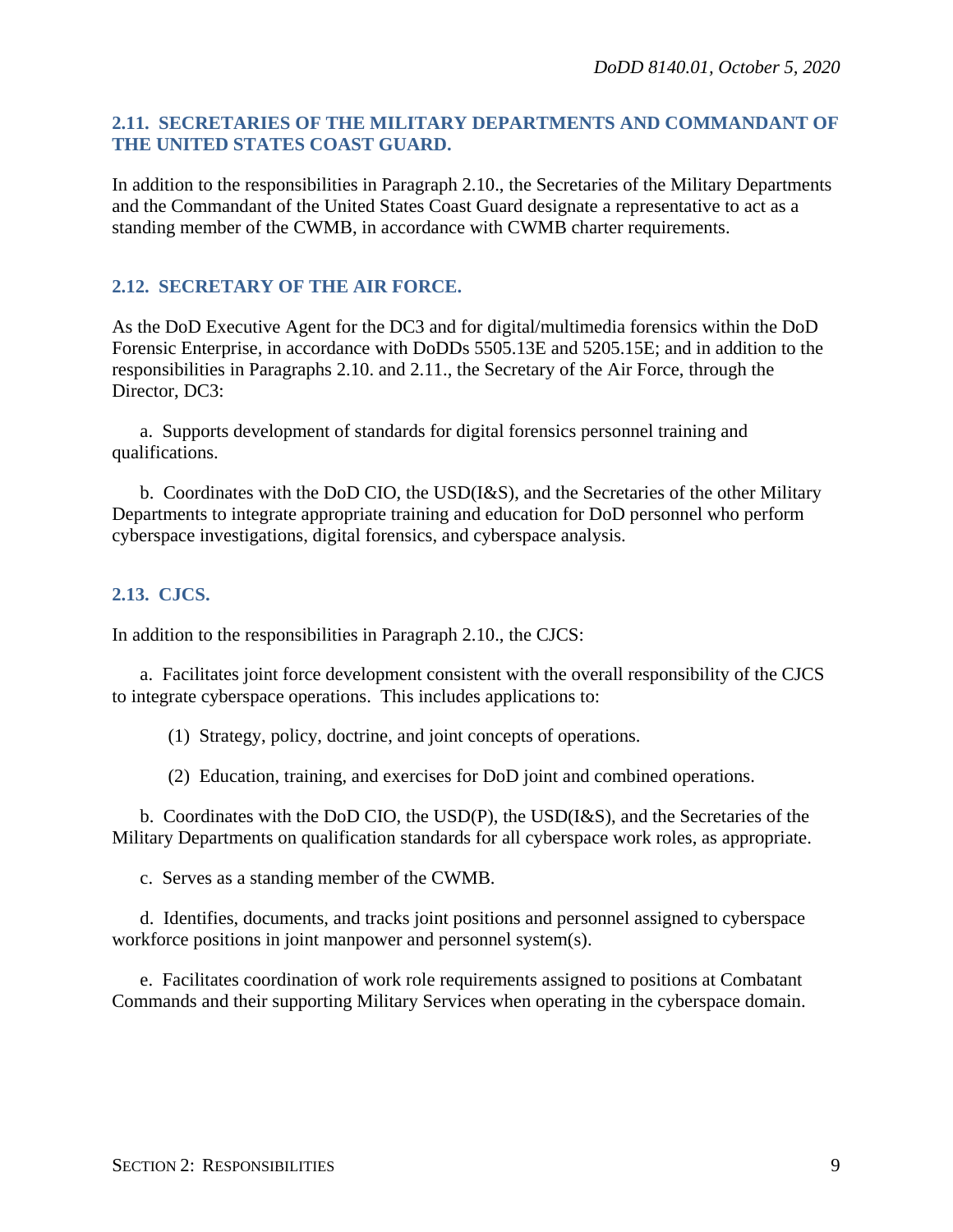### 2.11. SECRETARIES OF THE MILITARY DEPARTMENTS AND COMMANDANT OF THE UNITED STATES COAST GUARD.

In addition to the responsibilities in Paragraph 2.10., the Secretaries of the Military Departments and the Commandant of the United States Coast Guard designate a representative to act as a standing member of the CWMB, in accordance with CWMB charter requirements.

### 2.12. SECRETARY OF THE AIR FORCE.

As the DoD Executive Agent for the DC3 and for digital/multimedia forensics within the DoD Forensic Enterprise, in accordance with DoDDs 5505.13E and 5205.15E; and in addition to the responsibilities in Paragraphs 2.10. and 2.11., the Secretary of the Air Force, through the Director, DC3:

a. Supports development of standards for digital forensics personnel training and qualifications.

b. Coordinates with the DoD CIO, the USD(I&S), and the Secretaries of the other Military Departments to integrate appropriate training and education for DoD personnel who perform cyberspace investigations, digital forensics, and cyberspace analysis.

### 2.13. CJCS.

In addition to the responsibilities in Paragraph 2.10., the CJCS:

a. Facilitates joint force development consistent with the overall responsibility of the CJCS to integrate cyberspace operations. This includes applications to:

(1) Strategy, policy, doctrine, and joint concepts of operations.

(2) Education, training, and exercises for DoD joint and combined operations.

b. Coordinates with the DoD CIO, the USD(P), the USD(I&S), and the Secretaries of the Military Departments on qualification standards for all cyberspace work roles, as appropriate.

c. Serves as a standing member of the CWMB.

d. Identifies, documents, and tracks joint positions and personnel assigned to cyberspace workforce positions in joint manpower and personnel system(s).

e. Facilitates coordination of work role requirements assigned to positions at Combatant Commands and their supporting Military Services when operating in the cyberspace domain.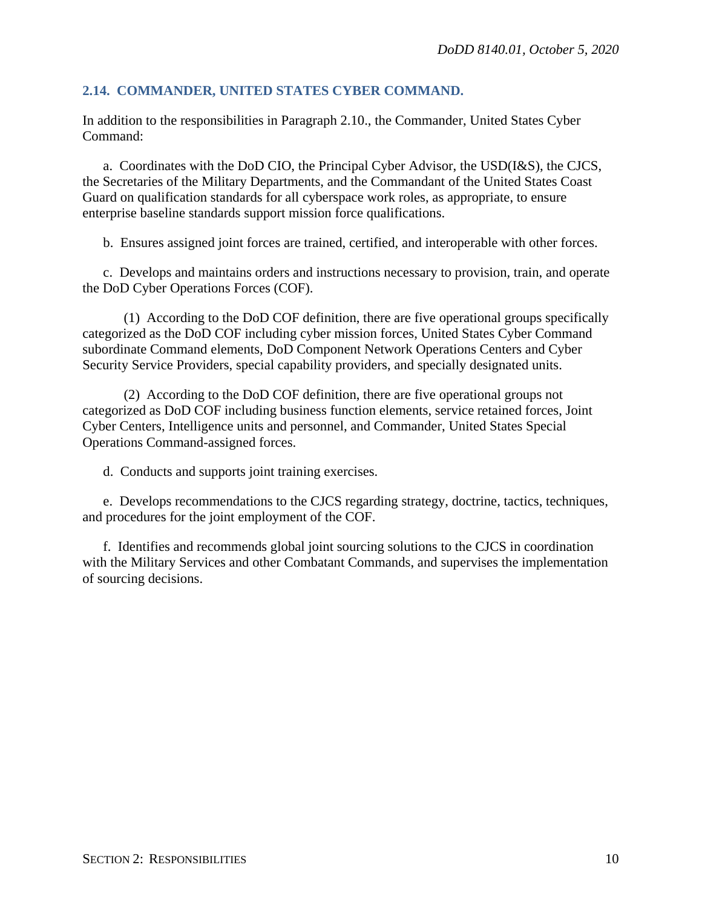### 2.14. COMMANDER, UNITED STATES CYBER COMMAND.

In addition to the responsibilities in Paragraph 2.10., the Commander, United States Cyber Command:

a. Coordinates with the DoD CIO, the Principal Cyber Advisor, the USD(I&S), the CJCS, the Secretaries of the Military Departments, and the Commandant of the United States Coast Guard on qualification standards for all cyberspace work roles, as appropriate, to ensure enterprise baseline standards support mission force qualifications.

b. Ensures assigned joint forces are trained, certified, and interoperable with other forces.

c. Develops and maintains orders and instructions necessary to provision, train, and operate the DoD Cyber Operations Forces (COF).

(1) According to the DoD COF definition, there are five operational groups specifically categorized as the DoD COF including cyber mission forces, United States Cyber Command subordinate Command elements, DoD Component Network Operations Centers and Cyber Security Service Providers, special capability providers, and specially designated units.

(2) According to the DoD COF definition, there are five operational groups not categorized as DoD COF including business function elements, service retained forces, Joint Cyber Centers, Intelligence units and personnel, and Commander, United States Special Operations Command-assigned forces.

d. Conducts and supports joint training exercises.

e. Develops recommendations to the CJCS regarding strategy, doctrine, tactics, techniques, and procedures for the joint employment of the COF.

f. Identifies and recommends global joint sourcing solutions to the CJCS in coordination with the Military Services and other Combatant Commands, and supervises the implementation of sourcing decisions.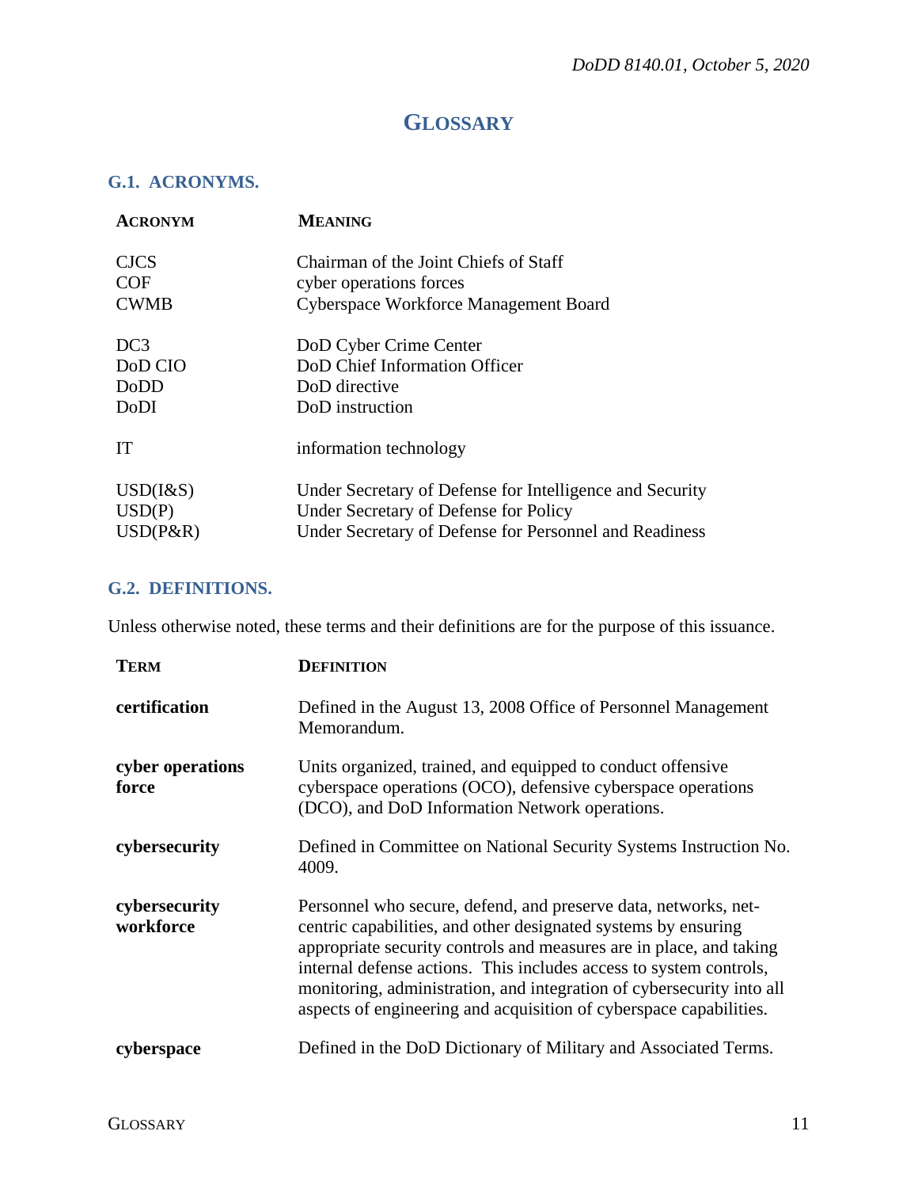# GLOSSARY

## G.1. ACRONYMS.

| ACRONYM | MEANING |
|---|---|
| CJCS | Chairman of the Joint Chiefs of Staff |
| COF | cyber operations forces |
| CWMB | Cyberspace Workforce Management Board |
| DC3 | DoD Cyber Crime Center |
| DoD CIO | DoD Chief Information Officer |
| DoDD | DoD directive |
| DoDI | DoD instruction |
| IT | information technology |
| USD(I&S) | Under Secretary of Defense for Intelligence and Security |
| USD(P) | Under Secretary of Defense for Policy |
| USD(P&R) | Under Secretary of Defense for Personnel and Readiness |

## G.2. DEFINITIONS.

Unless otherwise noted, these terms and their definitions are for the purpose of this issuance.

| TERM | DEFINITION |
|---|---|
| **certification** | Defined in the August 13, 2008 Office of Personnel Management Memorandum. |
| **cyber operations force** | Units organized, trained, and equipped to conduct offensive cyberspace operations (OCO), defensive cyberspace operations (DCO), and DoD Information Network operations. |
| **cybersecurity** | Defined in Committee on National Security Systems Instruction No. 4009. |
| **cybersecurity workforce** | Personnel who secure, defend, and preserve data, networks, net-centric capabilities, and other designated systems by ensuring appropriate security controls and measures are in place, and taking internal defense actions. This includes access to system controls, monitoring, administration, and integration of cybersecurity into all aspects of engineering and acquisition of cyberspace capabilities. |
| **cyberspace** | Defined in the DoD Dictionary of Military and Associated Terms. |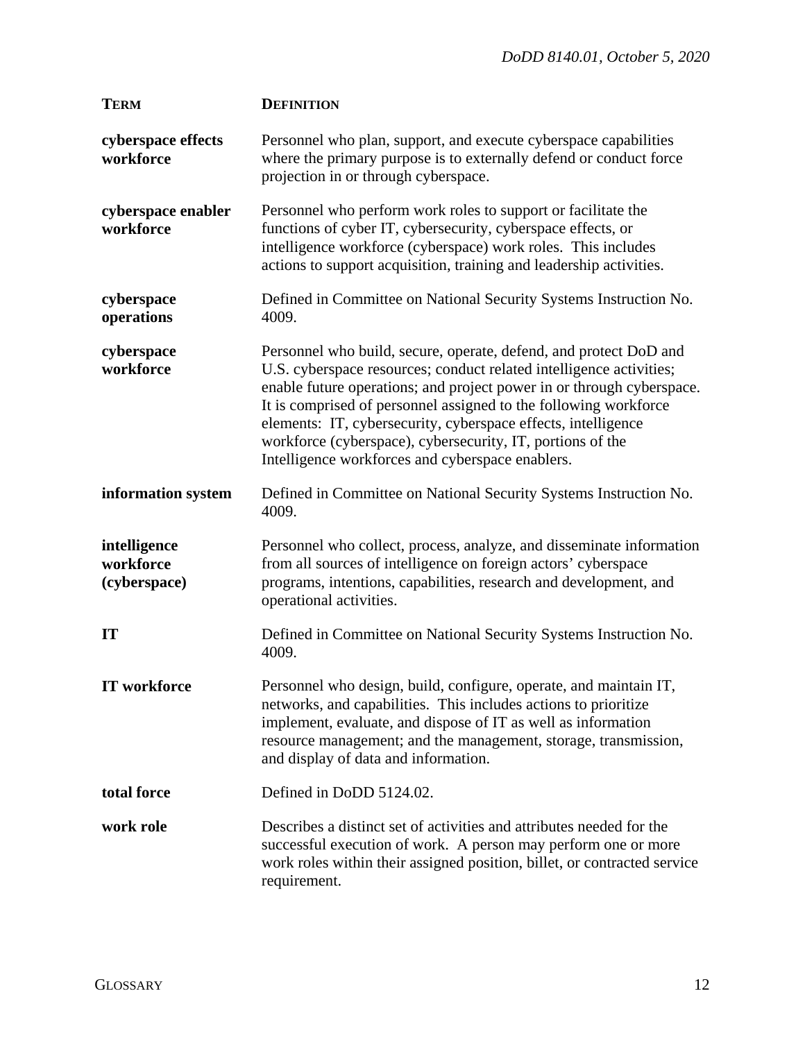| TERM | DEFINITION |
|---|---|
| **cyberspace effects workforce** | Personnel who plan, support, and execute cyberspace capabilities where the primary purpose is to externally defend or conduct force projection in or through cyberspace. |
| **cyberspace enabler workforce** | Personnel who perform work roles to support or facilitate the functions of cyber IT, cybersecurity, cyberspace effects, or intelligence workforce (cyberspace) work roles. This includes actions to support acquisition, training and leadership activities. |
| **cyberspace operations** | Defined in Committee on National Security Systems Instruction No. 4009. |
| **cyberspace workforce** | Personnel who build, secure, operate, defend, and protect DoD and U.S. cyberspace resources; conduct related intelligence activities; enable future operations; and project power in or through cyberspace. It is comprised of personnel assigned to the following workforce elements: IT, cybersecurity, cyberspace effects, intelligence workforce (cyberspace), cybersecurity, IT, portions of the Intelligence workforces and cyberspace enablers. |
| **information system** | Defined in Committee on National Security Systems Instruction No. 4009. |
| **intelligence workforce (cyberspace)** | Personnel who collect, process, analyze, and disseminate information from all sources of intelligence on foreign actors' cyberspace programs, intentions, capabilities, research and development, and operational activities. |
| **IT** | Defined in Committee on National Security Systems Instruction No. 4009. |
| **IT workforce** | Personnel who design, build, configure, operate, and maintain IT, networks, and capabilities. This includes actions to prioritize implement, evaluate, and dispose of IT as well as information resource management; and the management, storage, transmission, and display of data and information. |
| **total force** | Defined in DoDD 5124.02. |
| **work role** | Describes a distinct set of activities and attributes needed for the successful execution of work. A person may perform one or more work roles within their assigned position, billet, or contracted service requirement. |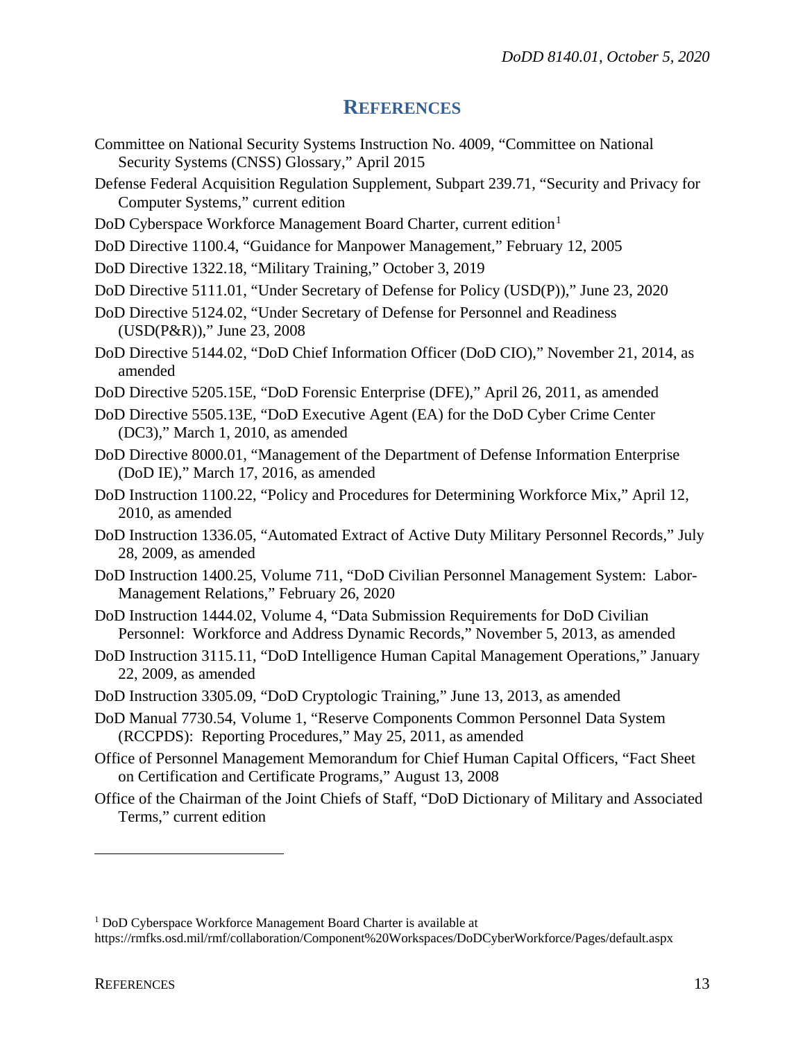# REFERENCES

Committee on National Security Systems Instruction No. 4009, "Committee on National Security Systems (CNSS) Glossary," April 2015

Defense Federal Acquisition Regulation Supplement, Subpart 239.71, "Security and Privacy for Computer Systems," current edition

DoD Cyberspace Workforce Management Board Charter, current edition[1]

DoD Directive 1100.4, "Guidance for Manpower Management," February 12, 2005

DoD Directive 1322.18, "Military Training," October 3, 2019

DoD Directive 5111.01, "Under Secretary of Defense for Policy (USD(P))," June 23, 2020

DoD Directive 5124.02, "Under Secretary of Defense for Personnel and Readiness (USD(P&R))," June 23, 2008

DoD Directive 5144.02, "DoD Chief Information Officer (DoD CIO)," November 21, 2014, as amended

DoD Directive 5205.15E, "DoD Forensic Enterprise (DFE)," April 26, 2011, as amended

DoD Directive 5505.13E, "DoD Executive Agent (EA) for the DoD Cyber Crime Center (DC3)," March 1, 2010, as amended

DoD Directive 8000.01, "Management of the Department of Defense Information Enterprise (DoD IE)," March 17, 2016, as amended

DoD Instruction 1100.22, "Policy and Procedures for Determining Workforce Mix," April 12, 2010, as amended

DoD Instruction 1336.05, "Automated Extract of Active Duty Military Personnel Records," July 28, 2009, as amended

DoD Instruction 1400.25, Volume 711, "DoD Civilian Personnel Management System: Labor-Management Relations," February 26, 2020

DoD Instruction 1444.02, Volume 4, "Data Submission Requirements for DoD Civilian Personnel: Workforce and Address Dynamic Records," November 5, 2013, as amended

DoD Instruction 3115.11, "DoD Intelligence Human Capital Management Operations," January 22, 2009, as amended

DoD Instruction 3305.09, "DoD Cryptologic Training," June 13, 2013, as amended

DoD Manual 7730.54, Volume 1, "Reserve Components Common Personnel Data System (RCCPDS): Reporting Procedures," May 25, 2011, as amended

Office of Personnel Management Memorandum for Chief Human Capital Officers, "Fact Sheet on Certification and Certificate Programs," August 13, 2008

Office of the Chairman of the Joint Chiefs of Staff, "DoD Dictionary of Military and Associated Terms," current edition

---

[1] DoD Cyberspace Workforce Management Board Charter is available at https://rmfks.osd.mil/rmf/collaboration/Component%20Workspaces/DoDCyberWorkforce/Pages/default.aspx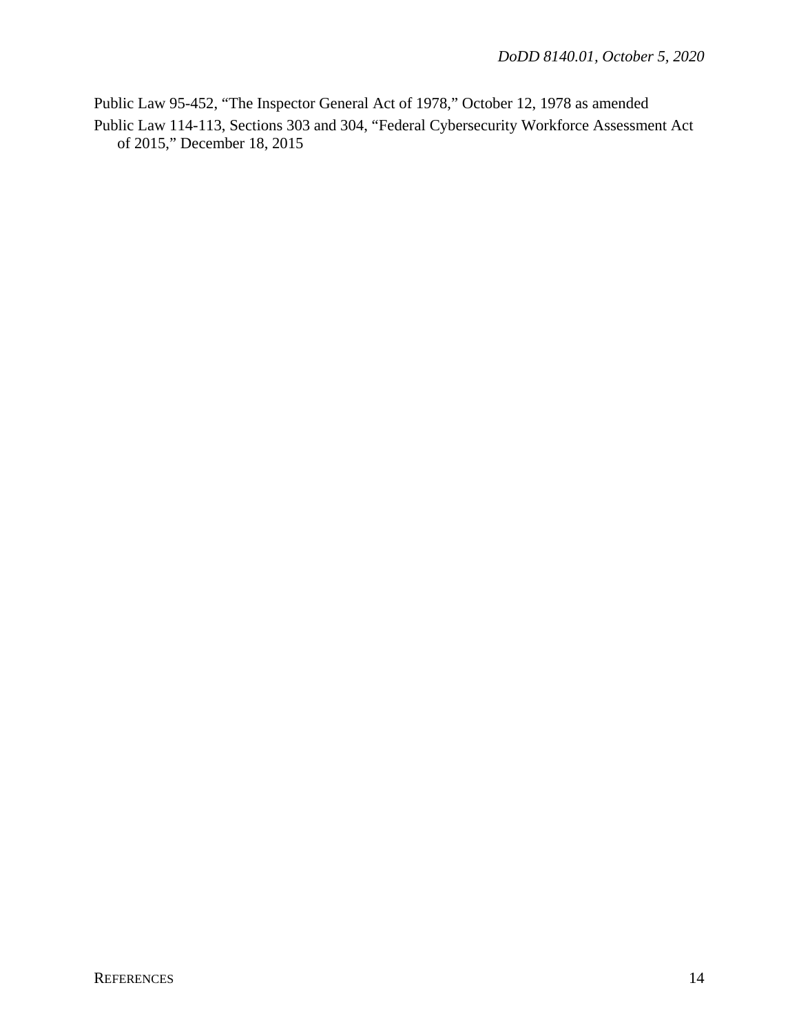Public Law 95-452, "The Inspector General Act of 1978," October 12, 1978 as amended

Public Law 114-113, Sections 303 and 304, "Federal Cybersecurity Workforce Assessment Act of 2015," December 18, 2015